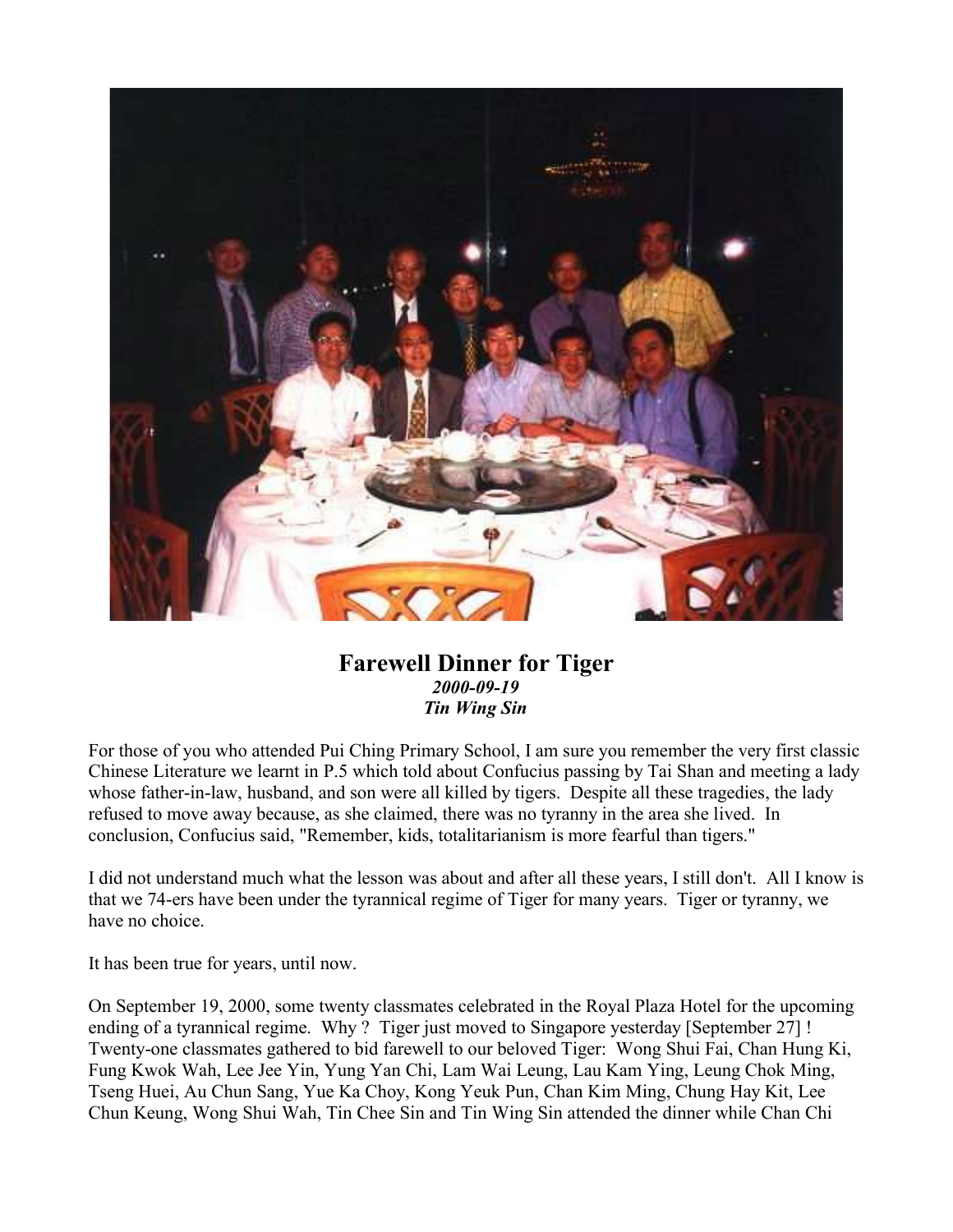# Farewell Dinner for Tiger

***2000-09-19***

***Tin Wing Sin***

For those of you who attended Pui Ching Primary School, I am sure you remember the very first classic Chinese Literature we learnt in P.5 which told about Confucius passing by Tai Shan and meeting a lady whose father-in-law, husband, and son were all killed by tigers. Despite all these tragedies, the lady refused to move away because, as she claimed, there was no tyranny in the area she lived. In conclusion, Confucius said, "Remember, kids, totalitarianism is more fearful than tigers."

I did not understand much what the lesson was about and after all these years, I still don't. All I know is that we 74-ers have been under the tyrannical regime of Tiger for many years. Tiger or tyranny, we have no choice.

It has been true for years, until now.

On September 19, 2000, some twenty classmates celebrated in the Royal Plaza Hotel for the upcoming ending of a tyrannical regime. Why ? Tiger just moved to Singapore yesterday [September 27] ! Twenty-one classmates gathered to bid farewell to our beloved Tiger: Wong Shui Fai, Chan Hung Ki, Fung Kwok Wah, Lee Jee Yin, Yung Yan Chi, Lam Wai Leung, Lau Kam Ying, Leung Chok Ming, Tseng Huei, Au Chun Sang, Yue Ka Choy, Kong Yeuk Pun, Chan Kim Ming, Chung Hay Kit, Lee Chun Keung, Wong Shui Wah, Tin Chee Sin and Tin Wing Sin attended the dinner while Chan Chi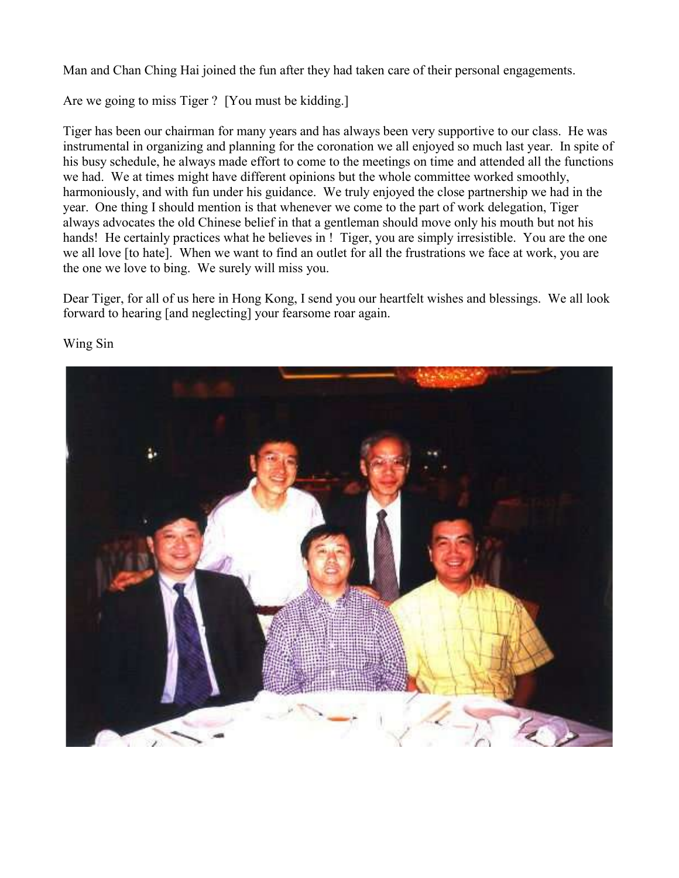Man and Chan Ching Hai joined the fun after they had taken care of their personal engagements.

Are we going to miss Tiger ? [You must be kidding.]

Tiger has been our chairman for many years and has always been very supportive to our class. He was instrumental in organizing and planning for the coronation we all enjoyed so much last year. In spite of his busy schedule, he always made effort to come to the meetings on time and attended all the functions we had. We at times might have different opinions but the whole committee worked smoothly, harmoniously, and with fun under his guidance. We truly enjoyed the close partnership we had in the year. One thing I should mention is that whenever we come to the part of work delegation, Tiger always advocates the old Chinese belief in that a gentleman should move only his mouth but not his hands! He certainly practices what he believes in ! Tiger, you are simply irresistible. You are the one we all love [to hate]. When we want to find an outlet for all the frustrations we face at work, you are the one we love to bing. We surely will miss you.

Dear Tiger, for all of us here in Hong Kong, I send you our heartfelt wishes and blessings. We all look forward to hearing [and neglecting] your fearsome roar again.

Wing Sin